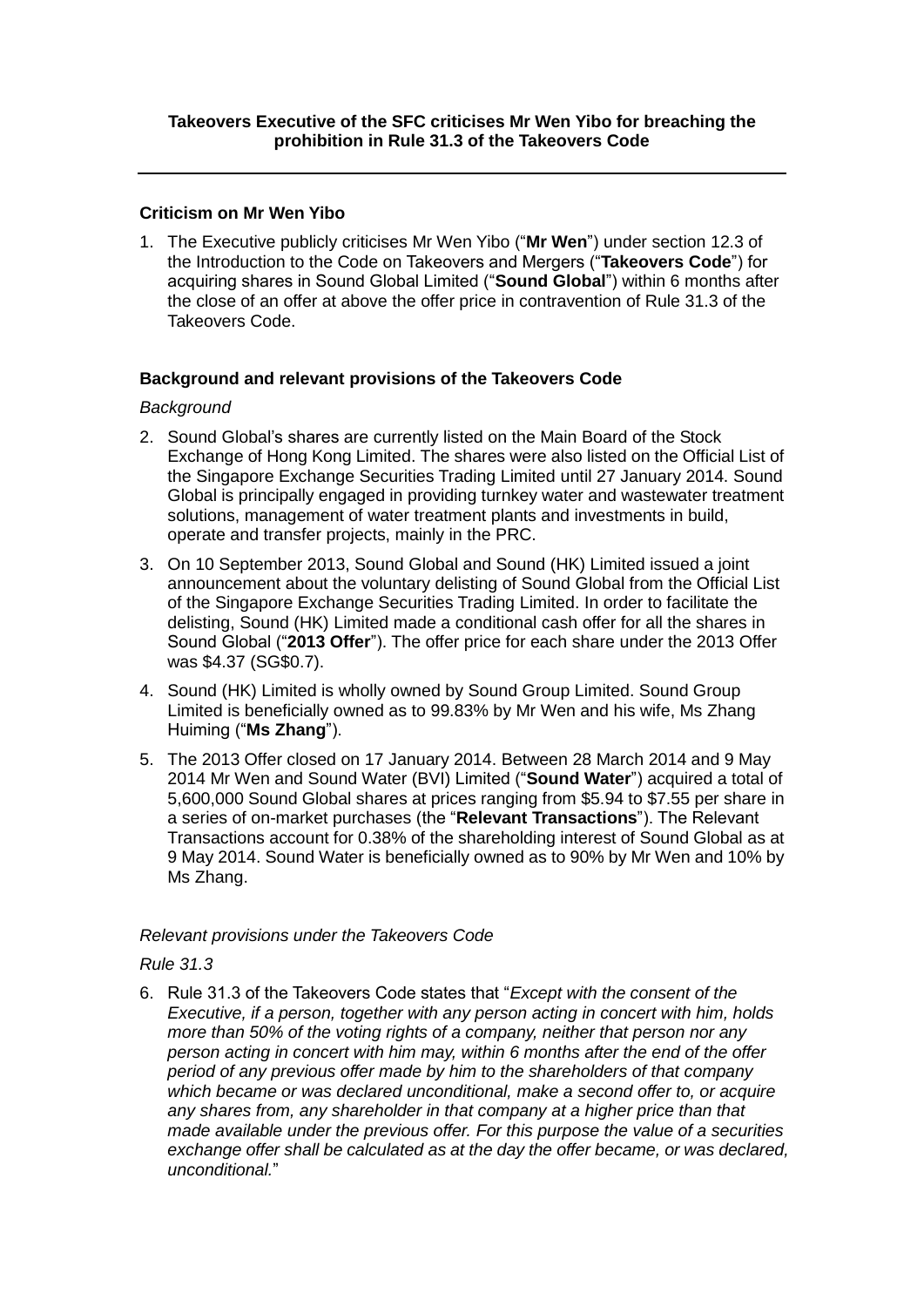**Takeovers Executive of the SFC criticises Mr Wen Yibo for breaching the prohibition in Rule 31.3 of the Takeovers Code**

---

## Criticism on Mr Wen Yibo

1. The Executive publicly criticises Mr Wen Yibo ("**Mr Wen**") under section 12.3 of the Introduction to the Code on Takeovers and Mergers ("**Takeovers Code**") for acquiring shares in Sound Global Limited ("**Sound Global**") within 6 months after the close of an offer at above the offer price in contravention of Rule 31.3 of the Takeovers Code.

## Background and relevant provisions of the Takeovers Code

*Background*

2. Sound Global's shares are currently listed on the Main Board of the Stock Exchange of Hong Kong Limited. The shares were also listed on the Official List of the Singapore Exchange Securities Trading Limited until 27 January 2014. Sound Global is principally engaged in providing turnkey water and wastewater treatment solutions, management of water treatment plants and investments in build, operate and transfer projects, mainly in the PRC.

3. On 10 September 2013, Sound Global and Sound (HK) Limited issued a joint announcement about the voluntary delisting of Sound Global from the Official List of the Singapore Exchange Securities Trading Limited. In order to facilitate the delisting, Sound (HK) Limited made a conditional cash offer for all the shares in Sound Global ("**2013 Offer**"). The offer price for each share under the 2013 Offer was $4.37 (SG$0.7).

4. Sound (HK) Limited is wholly owned by Sound Group Limited. Sound Group Limited is beneficially owned as to 99.83% by Mr Wen and his wife, Ms Zhang Huiming ("**Ms Zhang**").

5. The 2013 Offer closed on 17 January 2014. Between 28 March 2014 and 9 May 2014 Mr Wen and Sound Water (BVI) Limited ("**Sound Water**") acquired a total of 5,600,000 Sound Global shares at prices ranging from $5.94 to $7.55 per share in a series of on-market purchases (the "**Relevant Transactions**"). The Relevant Transactions account for 0.38% of the shareholding interest of Sound Global as at 9 May 2014. Sound Water is beneficially owned as to 90% by Mr Wen and 10% by Ms Zhang.

*Relevant provisions under the Takeovers Code*

*Rule 31.3*

6. Rule 31.3 of the Takeovers Code states that "*Except with the consent of the Executive, if a person, together with any person acting in concert with him, holds more than 50% of the voting rights of a company, neither that person nor any person acting in concert with him may, within 6 months after the end of the offer period of any previous offer made by him to the shareholders of that company which became or was declared unconditional, make a second offer to, or acquire any shares from, any shareholder in that company at a higher price than that made available under the previous offer. For this purpose the value of a securities exchange offer shall be calculated as at the day the offer became, or was declared, unconditional.*"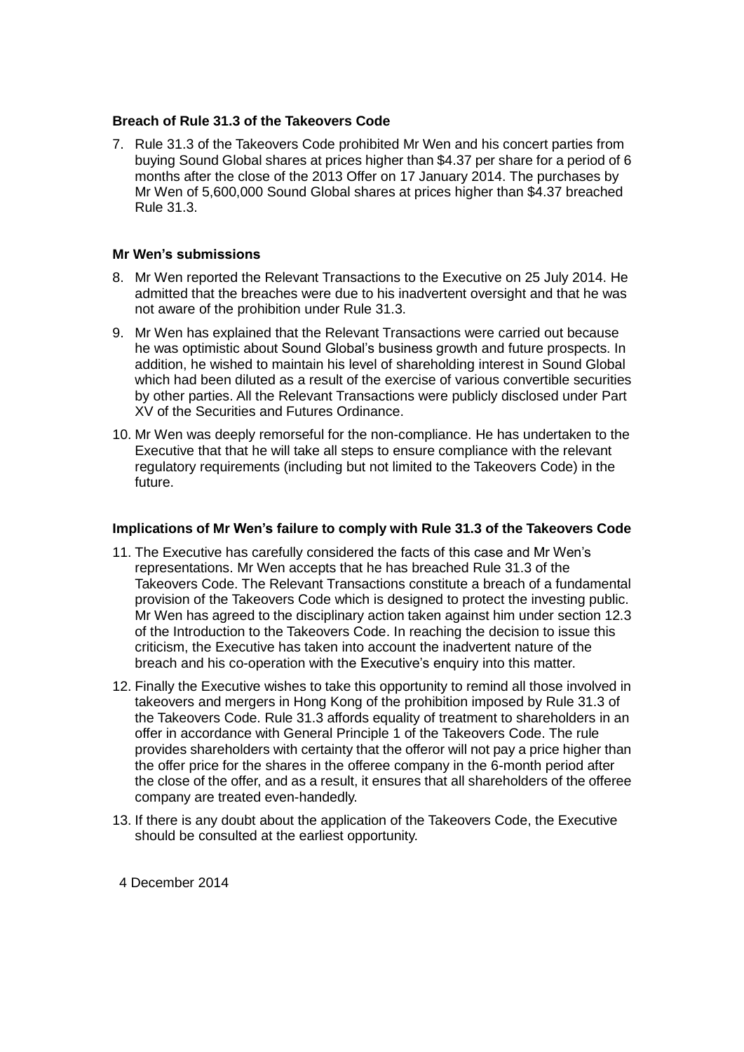### Breach of Rule 31.3 of the Takeovers Code

7. Rule 31.3 of the Takeovers Code prohibited Mr Wen and his concert parties from buying Sound Global shares at prices higher than $4.37 per share for a period of 6 months after the close of the 2013 Offer on 17 January 2014. The purchases by Mr Wen of 5,600,000 Sound Global shares at prices higher than $4.37 breached Rule 31.3.

### Mr Wen's submissions

8. Mr Wen reported the Relevant Transactions to the Executive on 25 July 2014. He admitted that the breaches were due to his inadvertent oversight and that he was not aware of the prohibition under Rule 31.3.

9. Mr Wen has explained that the Relevant Transactions were carried out because he was optimistic about Sound Global's business growth and future prospects. In addition, he wished to maintain his level of shareholding interest in Sound Global which had been diluted as a result of the exercise of various convertible securities by other parties. All the Relevant Transactions were publicly disclosed under Part XV of the Securities and Futures Ordinance.

10. Mr Wen was deeply remorseful for the non-compliance. He has undertaken to the Executive that that he will take all steps to ensure compliance with the relevant regulatory requirements (including but not limited to the Takeovers Code) in the future.

### Implications of Mr Wen's failure to comply with Rule 31.3 of the Takeovers Code

11. The Executive has carefully considered the facts of this case and Mr Wen's representations. Mr Wen accepts that he has breached Rule 31.3 of the Takeovers Code. The Relevant Transactions constitute a breach of a fundamental provision of the Takeovers Code which is designed to protect the investing public. Mr Wen has agreed to the disciplinary action taken against him under section 12.3 of the Introduction to the Takeovers Code. In reaching the decision to issue this criticism, the Executive has taken into account the inadvertent nature of the breach and his co-operation with the Executive's enquiry into this matter.

12. Finally the Executive wishes to take this opportunity to remind all those involved in takeovers and mergers in Hong Kong of the prohibition imposed by Rule 31.3 of the Takeovers Code. Rule 31.3 affords equality of treatment to shareholders in an offer in accordance with General Principle 1 of the Takeovers Code. The rule provides shareholders with certainty that the offeror will not pay a price higher than the offer price for the shares in the offeree company in the 6-month period after the close of the offer, and as a result, it ensures that all shareholders of the offeree company are treated even-handedly.

13. If there is any doubt about the application of the Takeovers Code, the Executive should be consulted at the earliest opportunity.

4 December 2014